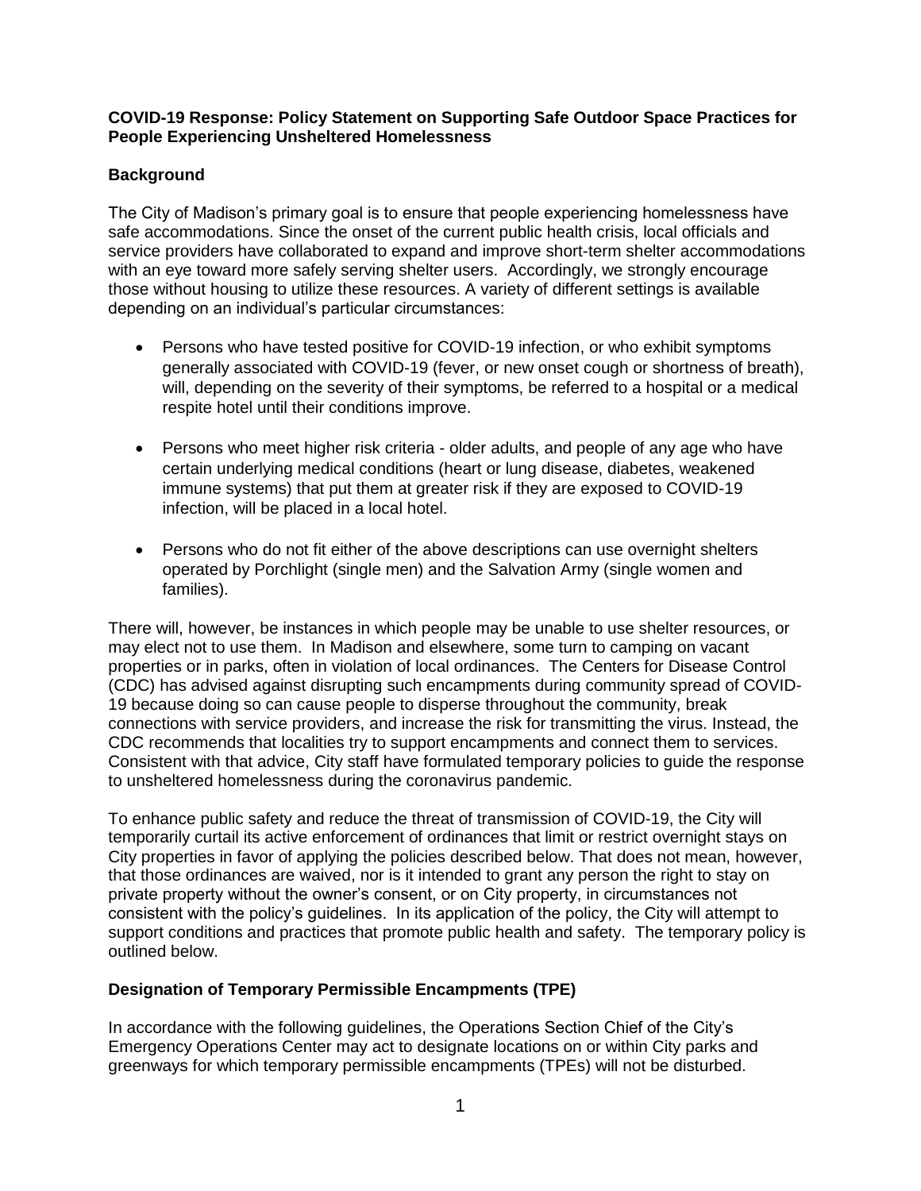**COVID-19 Response: Policy Statement on Supporting Safe Outdoor Space Practices for People Experiencing Unsheltered Homelessness**

**Background**

The City of Madison's primary goal is to ensure that people experiencing homelessness have safe accommodations. Since the onset of the current public health crisis, local officials and service providers have collaborated to expand and improve short-term shelter accommodations with an eye toward more safely serving shelter users. Accordingly, we strongly encourage those without housing to utilize these resources. A variety of different settings is available depending on an individual's particular circumstances:

- Persons who have tested positive for COVID-19 infection, or who exhibit symptoms generally associated with COVID-19 (fever, or new onset cough or shortness of breath), will, depending on the severity of their symptoms, be referred to a hospital or a medical respite hotel until their conditions improve.
- Persons who meet higher risk criteria - older adults, and people of any age who have certain underlying medical conditions (heart or lung disease, diabetes, weakened immune systems) that put them at greater risk if they are exposed to COVID-19 infection, will be placed in a local hotel.
- Persons who do not fit either of the above descriptions can use overnight shelters operated by Porchlight (single men) and the Salvation Army (single women and families).

There will, however, be instances in which people may be unable to use shelter resources, or may elect not to use them. In Madison and elsewhere, some turn to camping on vacant properties or in parks, often in violation of local ordinances. The Centers for Disease Control (CDC) has advised against disrupting such encampments during community spread of COVID-19 because doing so can cause people to disperse throughout the community, break connections with service providers, and increase the risk for transmitting the virus. Instead, the CDC recommends that localities try to support encampments and connect them to services. Consistent with that advice, City staff have formulated temporary policies to guide the response to unsheltered homelessness during the coronavirus pandemic.

To enhance public safety and reduce the threat of transmission of COVID-19, the City will temporarily curtail its active enforcement of ordinances that limit or restrict overnight stays on City properties in favor of applying the policies described below. That does not mean, however, that those ordinances are waived, nor is it intended to grant any person the right to stay on private property without the owner's consent, or on City property, in circumstances not consistent with the policy's guidelines. In its application of the policy, the City will attempt to support conditions and practices that promote public health and safety. The temporary policy is outlined below.

**Designation of Temporary Permissible Encampments (TPE)**

In accordance with the following guidelines, the Operations Section Chief of the City's Emergency Operations Center may act to designate locations on or within City parks and greenways for which temporary permissible encampments (TPEs) will not be disturbed.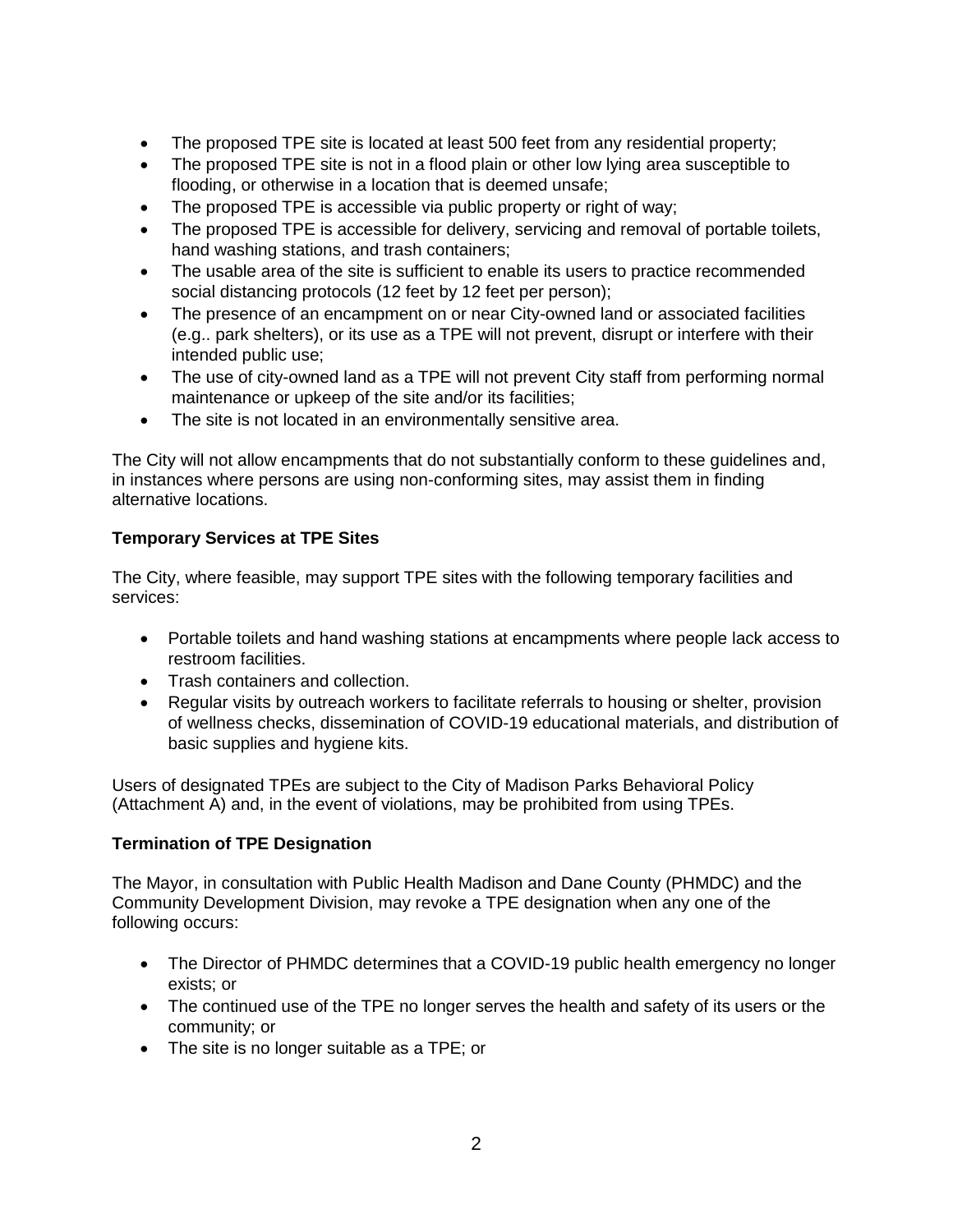- The proposed TPE site is located at least 500 feet from any residential property;
- The proposed TPE site is not in a flood plain or other low lying area susceptible to flooding, or otherwise in a location that is deemed unsafe;
- The proposed TPE is accessible via public property or right of way;
- The proposed TPE is accessible for delivery, servicing and removal of portable toilets, hand washing stations, and trash containers;
- The usable area of the site is sufficient to enable its users to practice recommended social distancing protocols (12 feet by 12 feet per person);
- The presence of an encampment on or near City-owned land or associated facilities (e.g.. park shelters), or its use as a TPE will not prevent, disrupt or interfere with their intended public use;
- The use of city-owned land as a TPE will not prevent City staff from performing normal maintenance or upkeep of the site and/or its facilities;
- The site is not located in an environmentally sensitive area.

The City will not allow encampments that do not substantially conform to these guidelines and, in instances where persons are using non-conforming sites, may assist them in finding alternative locations.

**Temporary Services at TPE Sites**

The City, where feasible, may support TPE sites with the following temporary facilities and services:

- Portable toilets and hand washing stations at encampments where people lack access to restroom facilities.
- Trash containers and collection.
- Regular visits by outreach workers to facilitate referrals to housing or shelter, provision of wellness checks, dissemination of COVID-19 educational materials, and distribution of basic supplies and hygiene kits.

Users of designated TPEs are subject to the City of Madison Parks Behavioral Policy (Attachment A) and, in the event of violations, may be prohibited from using TPEs.

**Termination of TPE Designation**

The Mayor, in consultation with Public Health Madison and Dane County (PHMDC) and the Community Development Division, may revoke a TPE designation when any one of the following occurs:

- The Director of PHMDC determines that a COVID-19 public health emergency no longer exists; or
- The continued use of the TPE no longer serves the health and safety of its users or the community; or
- The site is no longer suitable as a TPE; or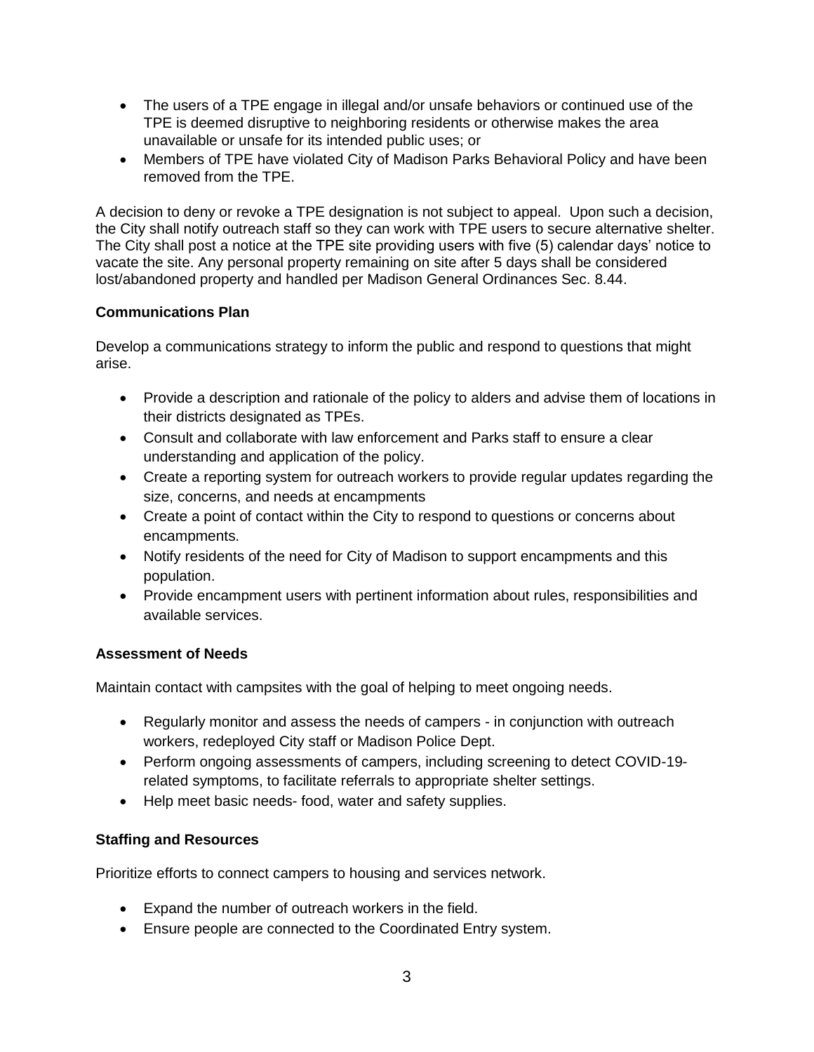- The users of a TPE engage in illegal and/or unsafe behaviors or continued use of the TPE is deemed disruptive to neighboring residents or otherwise makes the area unavailable or unsafe for its intended public uses; or
- Members of TPE have violated City of Madison Parks Behavioral Policy and have been removed from the TPE.

A decision to deny or revoke a TPE designation is not subject to appeal. Upon such a decision, the City shall notify outreach staff so they can work with TPE users to secure alternative shelter. The City shall post a notice at the TPE site providing users with five (5) calendar days' notice to vacate the site. Any personal property remaining on site after 5 days shall be considered lost/abandoned property and handled per Madison General Ordinances Sec. 8.44.

**Communications Plan**

Develop a communications strategy to inform the public and respond to questions that might arise.

- Provide a description and rationale of the policy to alders and advise them of locations in their districts designated as TPEs.
- Consult and collaborate with law enforcement and Parks staff to ensure a clear understanding and application of the policy.
- Create a reporting system for outreach workers to provide regular updates regarding the size, concerns, and needs at encampments
- Create a point of contact within the City to respond to questions or concerns about encampments.
- Notify residents of the need for City of Madison to support encampments and this population.
- Provide encampment users with pertinent information about rules, responsibilities and available services.

**Assessment of Needs**

Maintain contact with campsites with the goal of helping to meet ongoing needs.

- Regularly monitor and assess the needs of campers - in conjunction with outreach workers, redeployed City staff or Madison Police Dept.
- Perform ongoing assessments of campers, including screening to detect COVID-19-related symptoms, to facilitate referrals to appropriate shelter settings.
- Help meet basic needs- food, water and safety supplies.

**Staffing and Resources**

Prioritize efforts to connect campers to housing and services network.

- Expand the number of outreach workers in the field.
- Ensure people are connected to the Coordinated Entry system.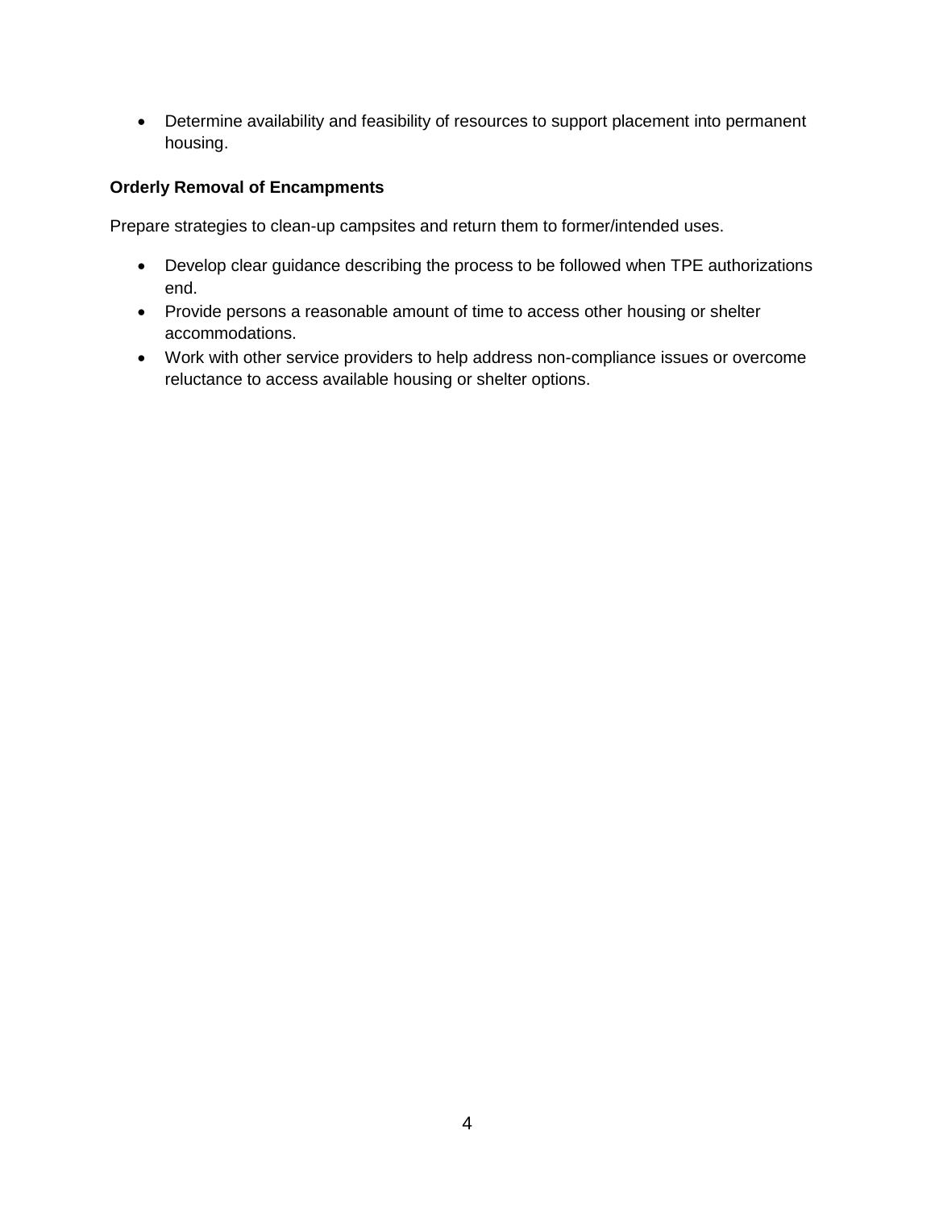- Determine availability and feasibility of resources to support placement into permanent housing.

**Orderly Removal of Encampments**

Prepare strategies to clean-up campsites and return them to former/intended uses.

- Develop clear guidance describing the process to be followed when TPE authorizations end.
- Provide persons a reasonable amount of time to access other housing or shelter accommodations.
- Work with other service providers to help address non-compliance issues or overcome reluctance to access available housing or shelter options.